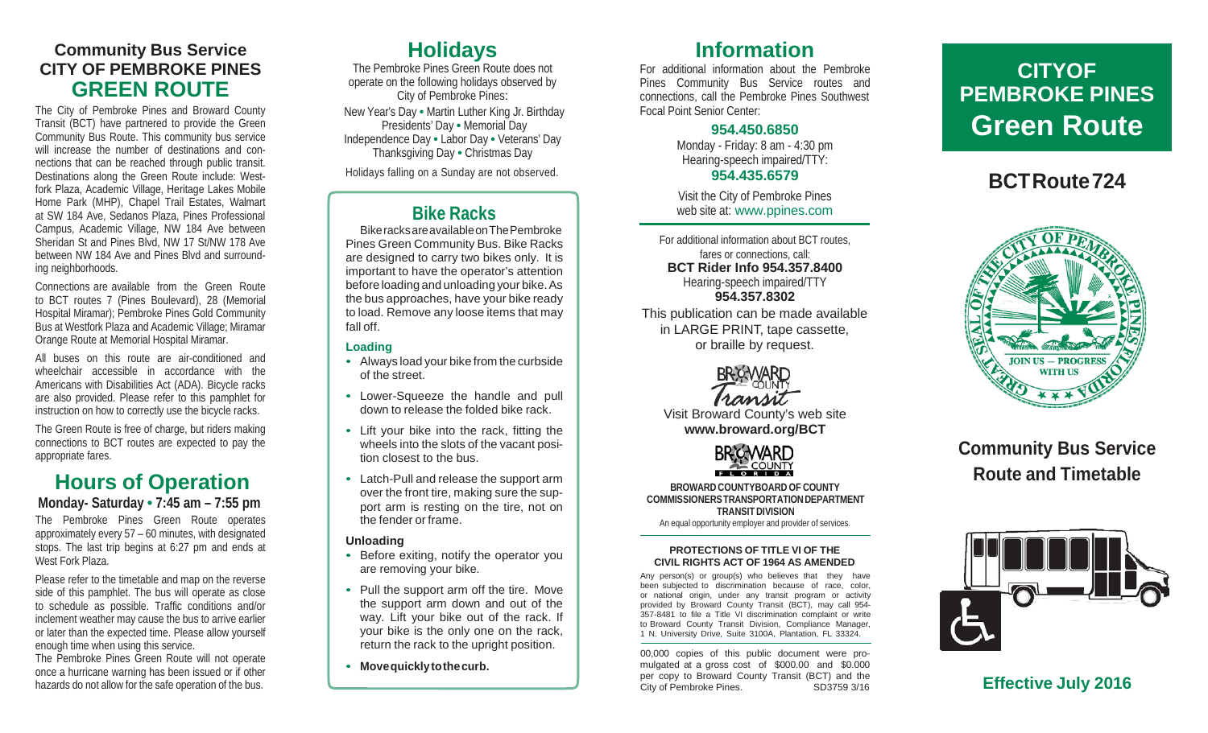## Community Bus Service
## CITY OF PEMBROKE PINES
# GREEN ROUTE

The City of Pembroke Pines and Broward County Transit (BCT) have partnered to provide the Green Community Bus Route. This community bus service will increase the number of destinations and connections that can be reached through public transit. Destinations along the Green Route include: Westfork Plaza, Academic Village, Heritage Lakes Mobile Home Park (MHP), Chapel Trail Estates, Walmart at SW 184 Ave, Sedanos Plaza, Pines Professional Campus, Academic Village, NW 184 Ave between Sheridan St and Pines Blvd, NW 17 St/NW 178 Ave between NW 184 Ave and Pines Blvd and surrounding neighborhoods.

Connections are available from the Green Route to BCT routes 7 (Pines Boulevard), 28 (Memorial Hospital Miramar); Pembroke Pines Gold Community Bus at Westfork Plaza and Academic Village; Miramar Orange Route at Memorial Hospital Miramar.

All buses on this route are air-conditioned and wheelchair accessible in accordance with the Americans with Disabilities Act (ADA). Bicycle racks are also provided. Please refer to this pamphlet for instruction on how to correctly use the bicycle racks.

The Green Route is free of charge, but riders making connections to BCT routes are expected to pay the appropriate fares.

# Hours of Operation

**Monday- Saturday • 7:45 am – 7:55 pm**

The Pembroke Pines Green Route operates approximately every 57 – 60 minutes, with designated stops. The last trip begins at 6:27 pm and ends at West Fork Plaza.

Please refer to the timetable and map on the reverse side of this pamphlet. The bus will operate as close to schedule as possible. Traffic conditions and/or inclement weather may cause the bus to arrive earlier or later than the expected time. Please allow yourself enough time when using this service.

The Pembroke Pines Green Route will not operate once a hurricane warning has been issued or if other hazards do not allow for the safe operation of the bus.

# Holidays

The Pembroke Pines Green Route does not operate on the following holidays observed by City of Pembroke Pines:

New Year's Day • Martin Luther King Jr. Birthday
Presidents' Day • Memorial Day
Independence Day • Labor Day • Veterans' Day
Thanksgiving Day • Christmas Day

Holidays falling on a Sunday are not observed.

## Bike Racks

Bike racks are available on The Pembroke Pines Green Community Bus. Bike Racks are designed to carry two bikes only. It is important to have the operator's attention before loading and unloading your bike. As the bus approaches, have your bike ready to load. Remove any loose items that may fall off.

### Loading

- Always load your bike from the curbside of the street.
- Lower-Squeeze the handle and pull down to release the folded bike rack.
- Lift your bike into the rack, fitting the wheels into the slots of the vacant position closest to the bus.
- Latch-Pull and release the support arm over the front tire, making sure the support arm is resting on the tire, not on the fender or frame.

### Unloading

- Before exiting, notify the operator you are removing your bike.
- Pull the support arm off the tire. Move the support arm down and out of the way. Lift your bike out of the rack. If your bike is the only one on the rack, return the rack to the upright position.
- **Move quickly to the curb.**

# Information

For additional information about the Pembroke Pines Community Bus Service routes and connections, call the Pembroke Pines Southwest Focal Point Senior Center:

**954.450.6850**
Monday - Friday: 8 am - 4:30 pm
Hearing-speech impaired/TTY:
**954.435.6579**

Visit the City of Pembroke Pines web site at: www.ppines.com

For additional information about BCT routes, fares or connections, call:
**BCT Rider Info 954.357.8400**
Hearing-speech impaired/TTY
**954.357.8302**

This publication can be made available in LARGE PRINT, tape cassette, or braille by request.

Broward County Transit

Visit Broward County's web site
**www.broward.org/BCT**

Broward County Florida

**BROWARD COUNTY BOARD OF COUNTY COMMISSIONERS TRANSPORTATION DEPARTMENT TRANSIT DIVISION**
An equal opportunity employer and provider of services.

**PROTECTIONS OF TITLE VI OF THE CIVIL RIGHTS ACT OF 1964 AS AMENDED**

Any person(s) or group(s) who believes that they have been subjected to discrimination because of race, color, or national origin, under any transit program or activity provided by Broward County Transit (BCT), may call 954-357-8481 to file a Title VI discrimination complaint or write to Broward County Transit Division, Compliance Manager, 1 N. University Drive, Suite 3100A, Plantation, FL 33324.

00,000 copies of this public document were promulgated at a gross cost of $000.00 and $0.000 per copy to Broward County Transit (BCT) and the City of Pembroke Pines. SD3759 3/16

# CITY OF PEMBROKE PINES Green Route

## BCT Route 724

GREAT SEAL OF THE CITY OF PEMBROKE PINES FLORIDA — JOIN US — PROGRESS WITH US

## Community Bus Service Route and Timetable

**Effective July 2016**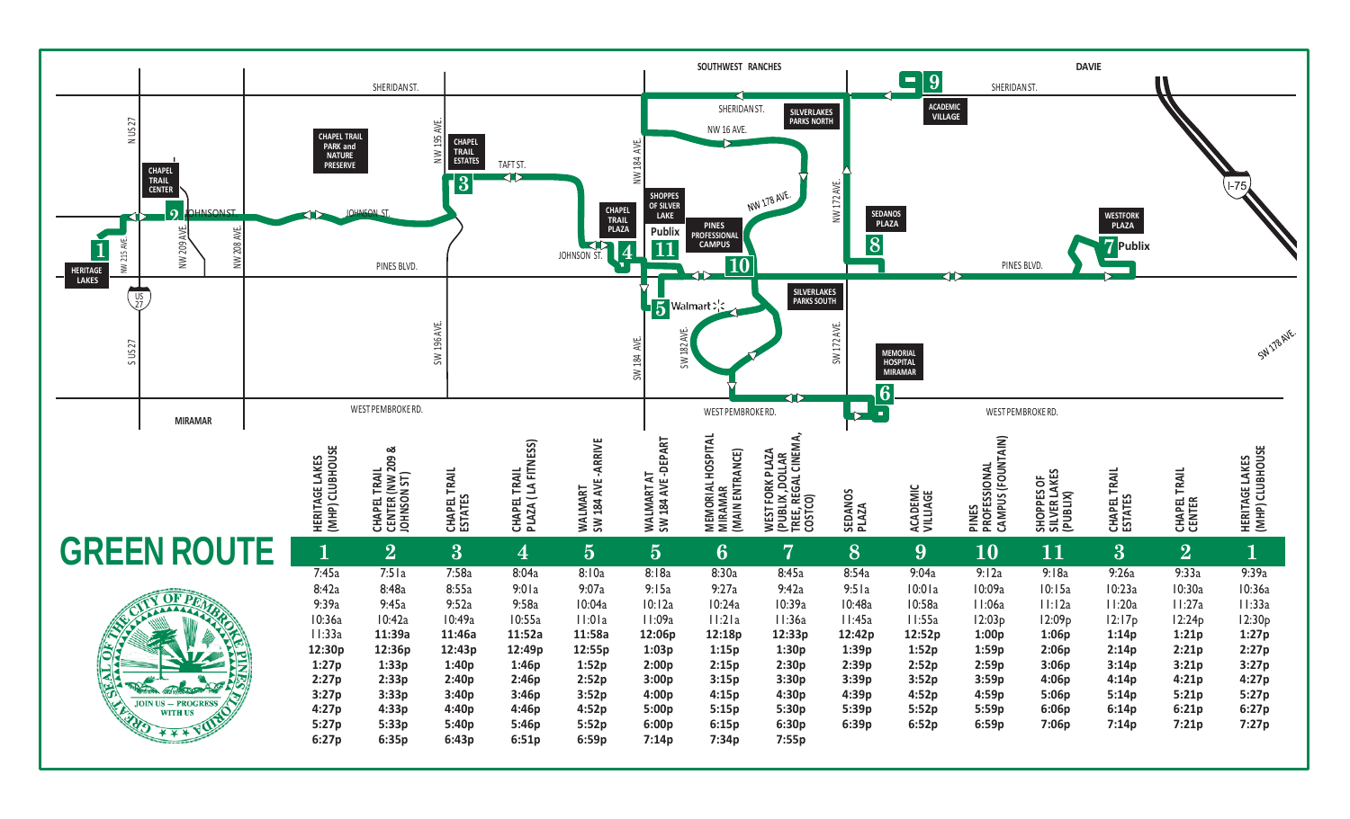# GREEN ROUTE

| HERITAGE LAKES (MHP) CLUBHOUSE | CHAPEL TRAIL CENTER (NW 209 & JOHNSON ST) | CHAPEL TRAIL ESTATES | CHAPEL TRAIL PLAZA ( LA FITNESS) | WALMART SW 184 AVE -ARRIVE | WALMART AT SW 184 AVE-DEPART | MEMORIAL HOSPITAL MIRAMAR (MAIN ENTRANCE) | WEST FORK PLAZA (PUBLIX, DOLLAR TREE, REGAL CINEMA, COSTCO) | SEDANOS PLAZA | ACADEMIC VILLIAGE | PINES PROFESSIONAL CAMPUS (FOUNTAIN) | SHOPPES OF SILVER LAKES (PUBLIX) | CHAPEL TRAIL ESTATES | CHAPEL TRAIL CENTER | HERITAGE LAKES (MHP) CLUBHOUSE |
|---|---|---|---|---|---|---|---|---|---|---|---|---|---|---|
| 1 | 2 | 3 | 4 | 5 | 5 | 6 | 7 | 8 | 9 | 10 | 11 | 3 | 2 | 1 |
| 7:45a | 7:51a | 7:58a | 8:04a | 8:10a | 8:18a | 8:30a | 8:45a | 8:54a | 9:04a | 9:12a | 9:18a | 9:26a | 9:33a | 9:39a |
| 8:42a | 8:48a | 8:55a | 9:01a | 9:07a | 9:15a | 9:27a | 9:42a | 9:51a | 10:01a | 10:09a | 10:15a | 10:23a | 10:30a | 10:36a |
| 9:39a | 9:45a | 9:52a | 9:58a | 10:04a | 10:12a | 10:24a | 10:39a | 10:48a | 10:58a | 11:06a | 11:12a | 11:20a | 11:27a | 11:33a |
| 10:36a | 10:42a | 10:49a | 10:55a | 11:01a | 11:09a | 11:21a | 11:36a | 11:45a | 11:55a | 12:03p | 12:09p | 12:17p | 12:24p | 12:30p |
| 11:33a | 11:39a | 11:46a | 11:52a | 11:58a | 12:06p | 12:18p | 12:33p | 12:42p | 12:52p | 1:00p | 1:06p | 1:14p | 1:21p | 1:27p |
| 12:30p | 12:36p | 12:43p | 12:49p | 12:55p | 1:03p | 1:15p | 1:30p | 1:39p | 1:52p | 1:59p | 2:06p | 2:14p | 2:21p | 2:27p |
| 1:27p | 1:33p | 1:40p | 1:46p | 1:52p | 2:00p | 2:15p | 2:30p | 2:39p | 2:52p | 2:59p | 3:06p | 3:14p | 3:21p | 3:27p |
| 2:27p | 2:33p | 2:40p | 2:46p | 2:52p | 3:00p | 3:15p | 3:30p | 3:39p | 3:52p | 3:59p | 4:06p | 4:14p | 4:21p | 4:27p |
| 3:27p | 3:33p | 3:40p | 3:46p | 3:52p | 4:00p | 4:15p | 4:30p | 4:39p | 4:52p | 4:59p | 5:06p | 5:14p | 5:21p | 5:27p |
| 4:27p | 4:33p | 4:40p | 4:46p | 4:52p | 5:00p | 5:15p | 5:30p | 5:39p | 5:52p | 5:59p | 6:06p | 6:14p | 6:21p | 6:27p |
| 5:27p | 5:33p | 5:40p | 5:46p | 5:52p | 6:00p | 6:15p | 6:30p | 6:39p | 6:52p | 6:59p | 7:06p | 7:14p | 7:21p | 7:27p |
| 6:27p | 6:35p | 6:43p | 6:51p | 6:59p | 7:14p | 7:34p | 7:55p | | | | | | | |